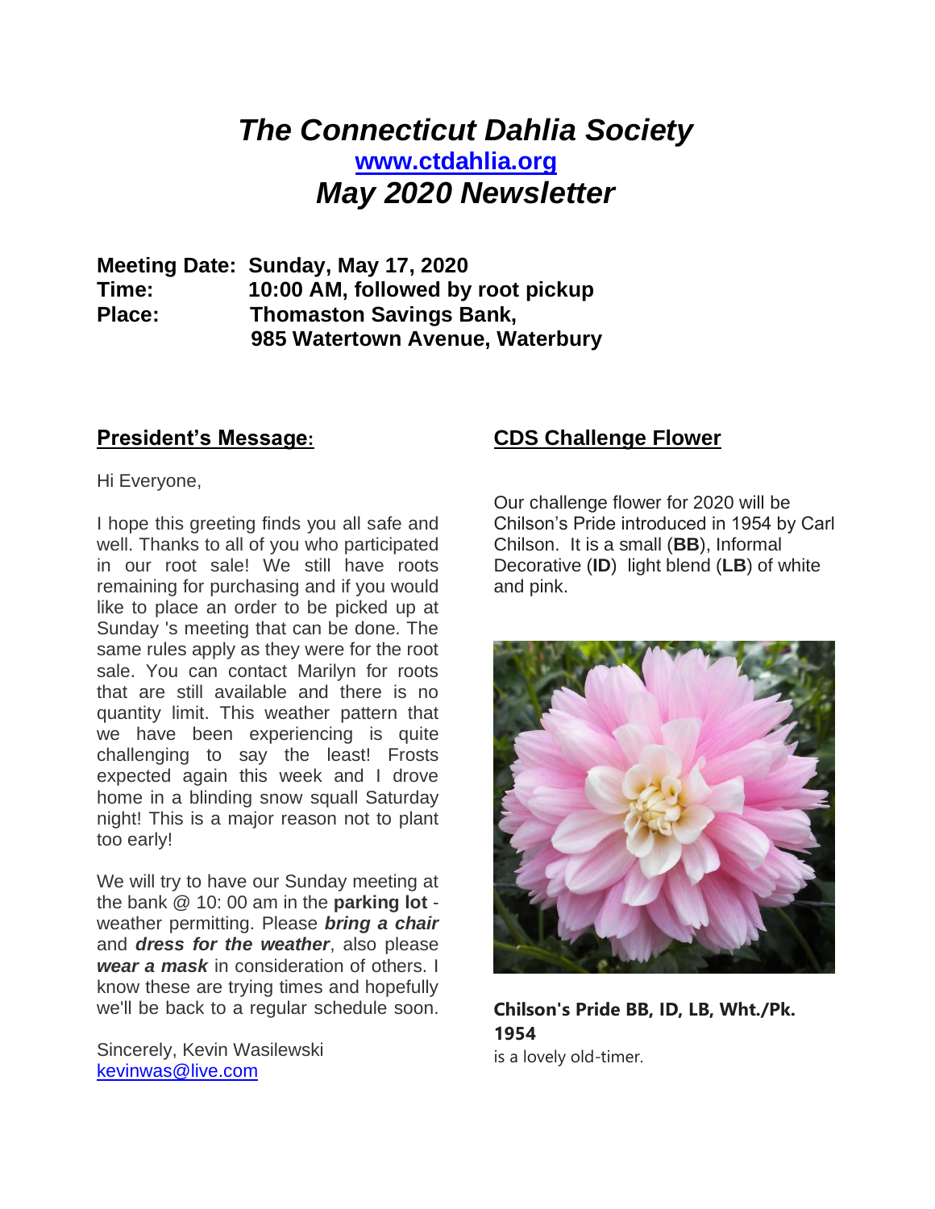# *The Connecticut Dahlia Society*

**[www.ctdahlia.org](http://www.ctdahlia.org)**

## *May 2020 Newsletter*

**Meeting Date:** **Sunday, May 17, 2020**
**Time:** **10:00 AM, followed by root pickup**
**Place:** **Thomaston Savings Bank,**
**985 Watertown Avenue, Waterbury**

## President's Message:

Hi Everyone,

I hope this greeting finds you all safe and well. Thanks to all of you who participated in our root sale! We still have roots remaining for purchasing and if you would like to place an order to be picked up at Sunday 's meeting that can be done. The same rules apply as they were for the root sale. You can contact Marilyn for roots that are still available and there is no quantity limit. This weather pattern that we have been experiencing is quite challenging to say the least! Frosts expected again this week and I drove home in a blinding snow squall Saturday night! This is a major reason not to plant too early!

We will try to have our Sunday meeting at the bank @ 10: 00 am in the **parking lot** - weather permitting. Please ***bring a chair*** and ***dress for the weather***, also please ***wear a mask*** in consideration of others. I know these are trying times and hopefully we'll be back to a regular schedule soon.

Sincerely, Kevin Wasilewski
[kevinwas@live.com](mailto:kevinwas@live.com)

## CDS Challenge Flower

Our challenge flower for 2020 will be Chilson's Pride introduced in 1954 by Carl Chilson. It is a small (**BB**), Informal Decorative (**ID**) light blend (**LB**) of white and pink.

**Chilson's Pride BB, ID, LB, Wht./Pk. 1954**
is a lovely old-timer.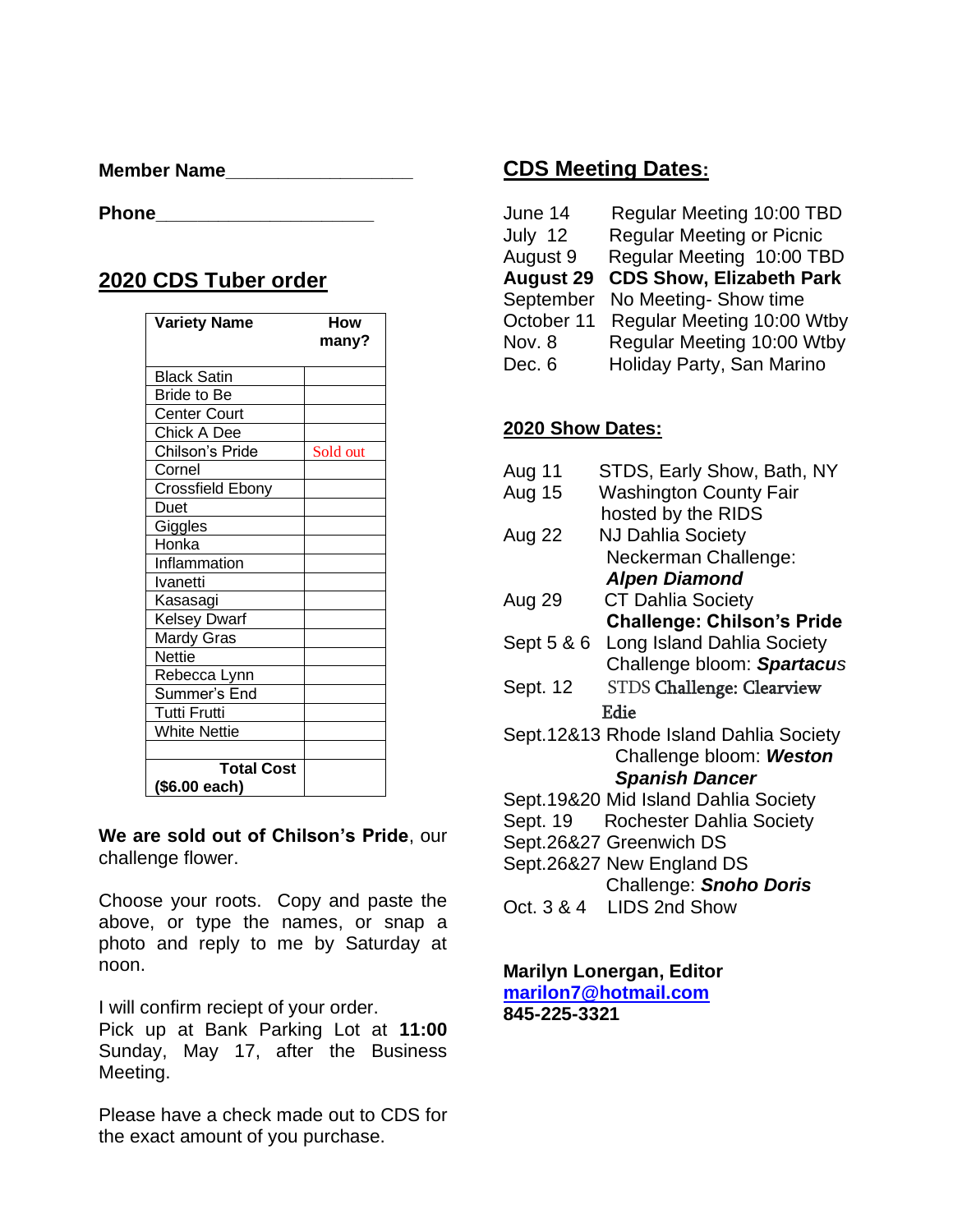**Member Name__________________**

**Phone_____________________**

## 2020 CDS Tuber order

| Variety Name | How many? |
|---|---|
| Black Satin | |
| Bride to Be | |
| Center Court | |
| Chick A Dee | |
| Chilson's Pride | Sold out |
| Cornel | |
| Crossfield Ebony | |
| Duet | |
| Giggles | |
| Honka | |
| Inflammation | |
| Ivanetti | |
| Kasasagi | |
| Kelsey Dwarf | |
| Mardy Gras | |
| Nettie | |
| Rebecca Lynn | |
| Summer's End | |
| Tutti Frutti | |
| White Nettie | |
| | |
| **Total Cost ($6.00 each)** | |

**We are sold out of Chilson's Pride**, our challenge flower.

Choose your roots. Copy and paste the above, or type the names, or snap a photo and reply to me by Saturday at noon.

I will confirm reciept of your order.
Pick up at Bank Parking Lot at **11:00** Sunday, May 17, after the Business Meeting.

Please have a check made out to CDS for the exact amount of you purchase.

## CDS Meeting Dates:

June 14 Regular Meeting 10:00 TBD
July 12 Regular Meeting or Picnic
August 9 Regular Meeting 10:00 TBD
**August 29 CDS Show, Elizabeth Park**
September No Meeting- Show time
October 11 Regular Meeting 10:00 Wtby
Nov. 8 Regular Meeting 10:00 Wtby
Dec. 6 Holiday Party, San Marino

### 2020 Show Dates:

Aug 11 STDS, Early Show, Bath, NY
Aug 15 Washington County Fair hosted by the RIDS
Aug 22 NJ Dahlia Society Neckerman Challenge: ***Alpen Diamond***
Aug 29 CT Dahlia Society **Challenge: Chilson's Pride**
Sept 5 & 6 Long Island Dahlia Society Challenge bloom: ***Spartacus***
Sept. 12 STDS **Challenge: Clearview Edie**
Sept.12&13 Rhode Island Dahlia Society Challenge bloom: ***Weston Spanish Dancer***
Sept.19&20 Mid Island Dahlia Society
Sept. 19 Rochester Dahlia Society
Sept.26&27 Greenwich DS
Sept.26&27 New England DS Challenge: ***Snoho Doris***
Oct. 3 & 4 LIDS 2nd Show

**Marilyn Lonergan, Editor**
**marilon7@hotmail.com**
**845-225-3321**